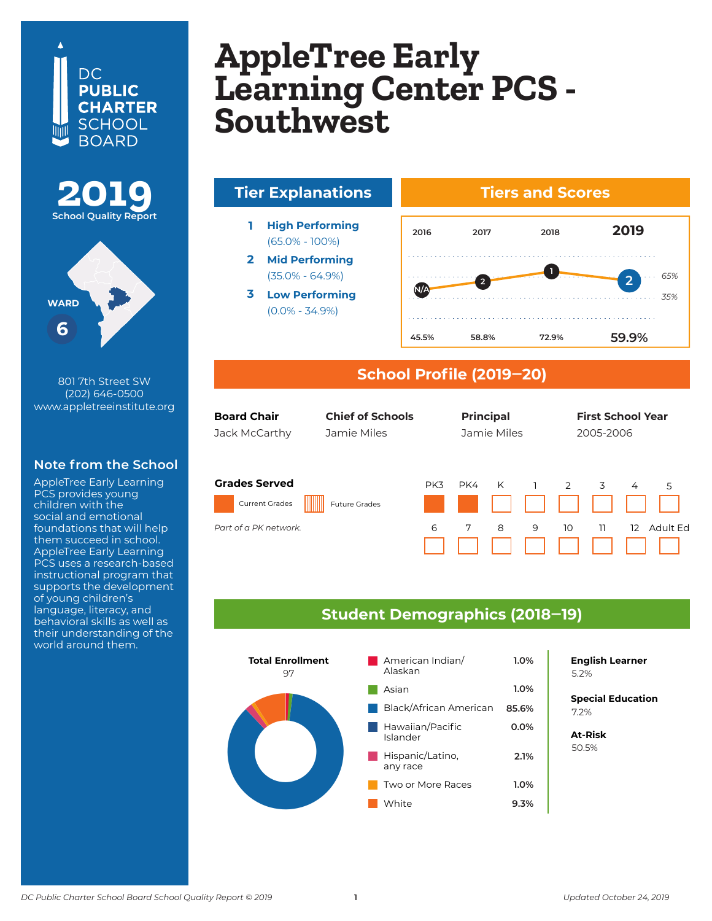# AppleTree Early Learning Center PCS - Southwest

DC PUBLIC CHARTER SCHOOL BOARD

**2019** School Quality Report

WARD **6**

801 7th Street SW
(202) 646-0500
www.appletreeinstitute.org

### Note from the School

AppleTree Early Learning PCS provides young children with the social and emotional foundations that will help them succeed in school. AppleTree Early Learning PCS uses a research-based instructional program that supports the development of young children's language, literacy, and behavioral skills as well as their understanding of the world around them.

## Tier Explanations

1. **High Performing** (65.0% - 100%)
2. **Mid Performing** (35.0% - 64.9%)
3. **Low Performing** (0.0% - 34.9%)

## Tiers and Scores

| | 2016 | 2017 | 2018 | 2019 |
|---|---|---|---|---|
| Tier | N/A | 2 | 1 | 2 |
| Score | 45.5% | 58.8% | 72.9% | 59.9% |

## School Profile (2019–20)

| Board Chair | Chief of Schools | Principal | First School Year |
|---|---|---|---|
| Jack McCarthy | Jamie Miles | Jamie Miles | 2005-2006 |

**Grades Served**

Current Grades: PK3, PK4

*Part of a PK network.*

## Student Demographics (2018–19)

**Total Enrollment**
97

| Race/Ethnicity | Percent |
|---|---|
| American Indian/Alaskan | 1.0% |
| Asian | 1.0% |
| Black/African American | 85.6% |
| Hawaiian/Pacific Islander | 0.0% |
| Hispanic/Latino, any race | 2.1% |
| Two or More Races | 1.0% |
| White | 9.3% |

**English Learner**
5.2%

**Special Education**
7.2%

**At-Risk**
50.5%

*DC Public Charter School Board School Quality Report © 2019* — *Updated October 24, 2019*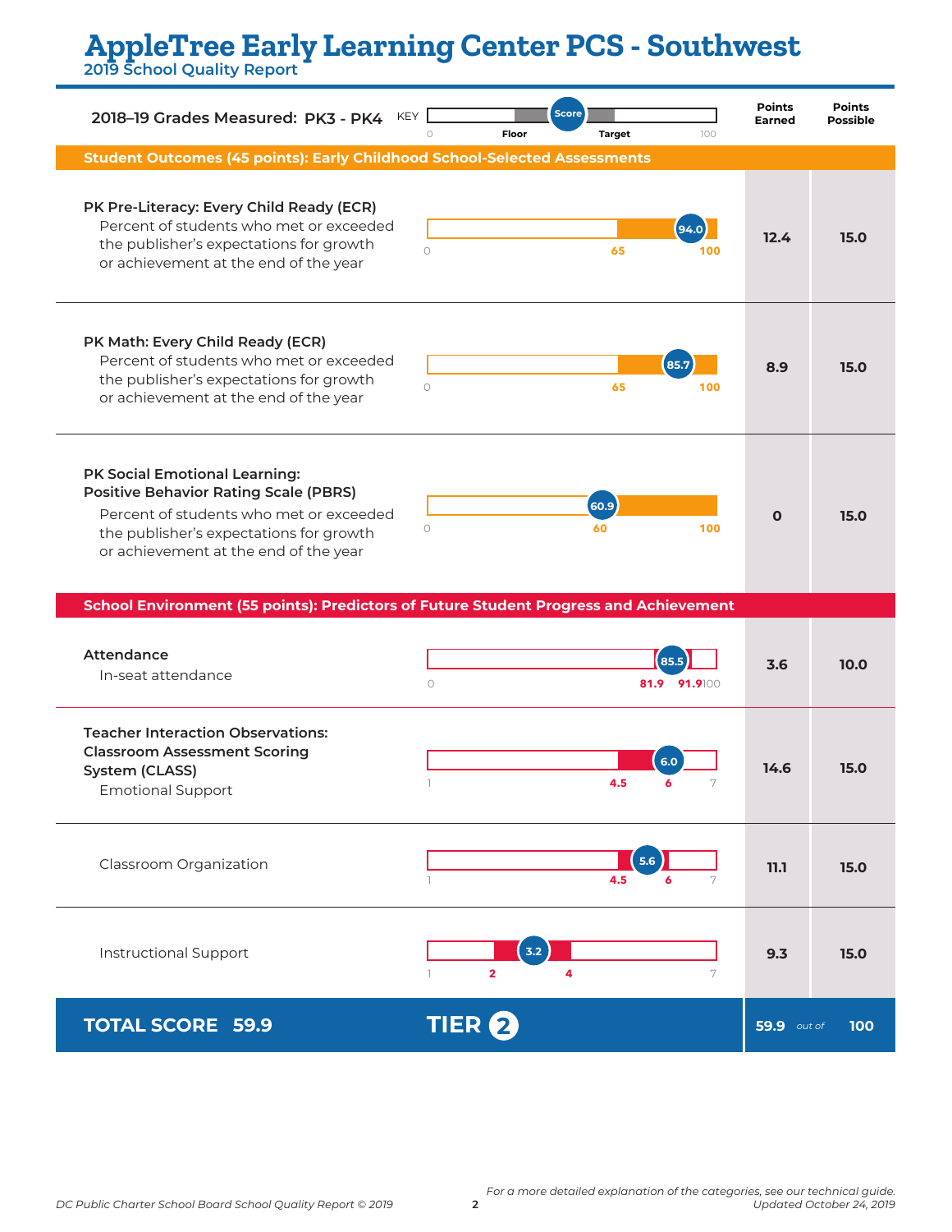# AppleTree Early Learning Center PCS - Southwest

## 2019 School Quality Report

**2018–19 Grades Measured: PK3 - PK4**

KEY
Score
0
Floor
Target
100

| | Points Earned | Points Possible |
|---|---|---|
| **Student Outcomes (45 points): Early Childhood School-Selected Assessments** | | |
| **PK Pre-Literacy: Every Child Ready (ECR)** Percent of students who met or exceeded the publisher's expectations for growth or achievement at the end of the year | 12.4 | 15.0 |
| **PK Math: Every Child Ready (ECR)** Percent of students who met or exceeded the publisher's expectations for growth or achievement at the end of the year | 8.9 | 15.0 |
| **PK Social Emotional Learning: Positive Behavior Rating Scale (PBRS)** Percent of students who met or exceeded the publisher's expectations for growth or achievement at the end of the year | 0 | 15.0 |
| **School Environment (55 points): Predictors of Future Student Progress and Achievement** | | |
| **Attendance** In-seat attendance | 3.6 | 10.0 |
| **Teacher Interaction Observations: Classroom Assessment Scoring System (CLASS)** Emotional Support | 14.6 | 15.0 |
| Classroom Organization | 11.1 | 15.0 |
| Instructional Support | 9.3 | 15.0 |

PK Pre-Literacy: 0, 65, 100; Score 94.0

PK Math: 0, 65, 100; Score 85.7

PK Social Emotional Learning: 0, 60, 100; Score 60.9

Attendance: 0, 81.9, 91.9, 100; Score 85.5

Emotional Support: 1, 4.5, 6, 7; Score 6.0

Classroom Organization: 1, 4.5, 6, 7; Score 5.6

Instructional Support: 1, 2, 4, 7; Score 3.2

**TOTAL SCORE 59.9** | **TIER 2** | **59.9** *out of* **100**

*For a more detailed explanation of the categories, see our technical guide.*
*Updated October 24, 2019*

*DC Public Charter School Board School Quality Report © 2019*